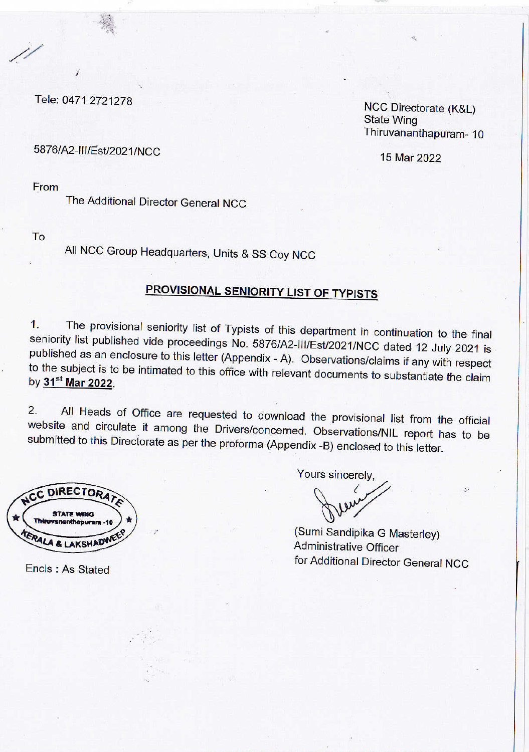Tele: 0471 2721278

NCC Directorate (K&L)
State Wing
Thiruvananthapuram- 10

5876/A2-III/Est/2021/NCC

15 Mar 2022

From

The Additional Director General NCC

To

All NCC Group Headquarters, Units & SS Coy NCC

## PROVISIONAL SENIORITY LIST OF TYPISTS

1. The provisional seniority list of Typists of this department in continuation to the final seniority list published vide proceedings No. 5876/A2-III/Est/2021/NCC dated 12 July 2021 is published as an enclosure to this letter (Appendix - A). Observations/claims if any with respect to the subject is to be intimated to this office with relevant documents to substantiate the claim by **31st Mar 2022**.

2. All Heads of Office are requested to download the provisional list from the official website and circulate it among the Drivers/concerned. Observations/NIL report has to be submitted to this Directorate as per the proforma (Appendix -B) enclosed to this letter.

Yours sincerely,

(Sumi Sandipika G Masterley)
Administrative Officer
for Additional Director General NCC

NCC DIRECTORATE
STATE WING
Thiruvananthapuram -10
KERALA & LAKSHADWEEP

Encls : As Stated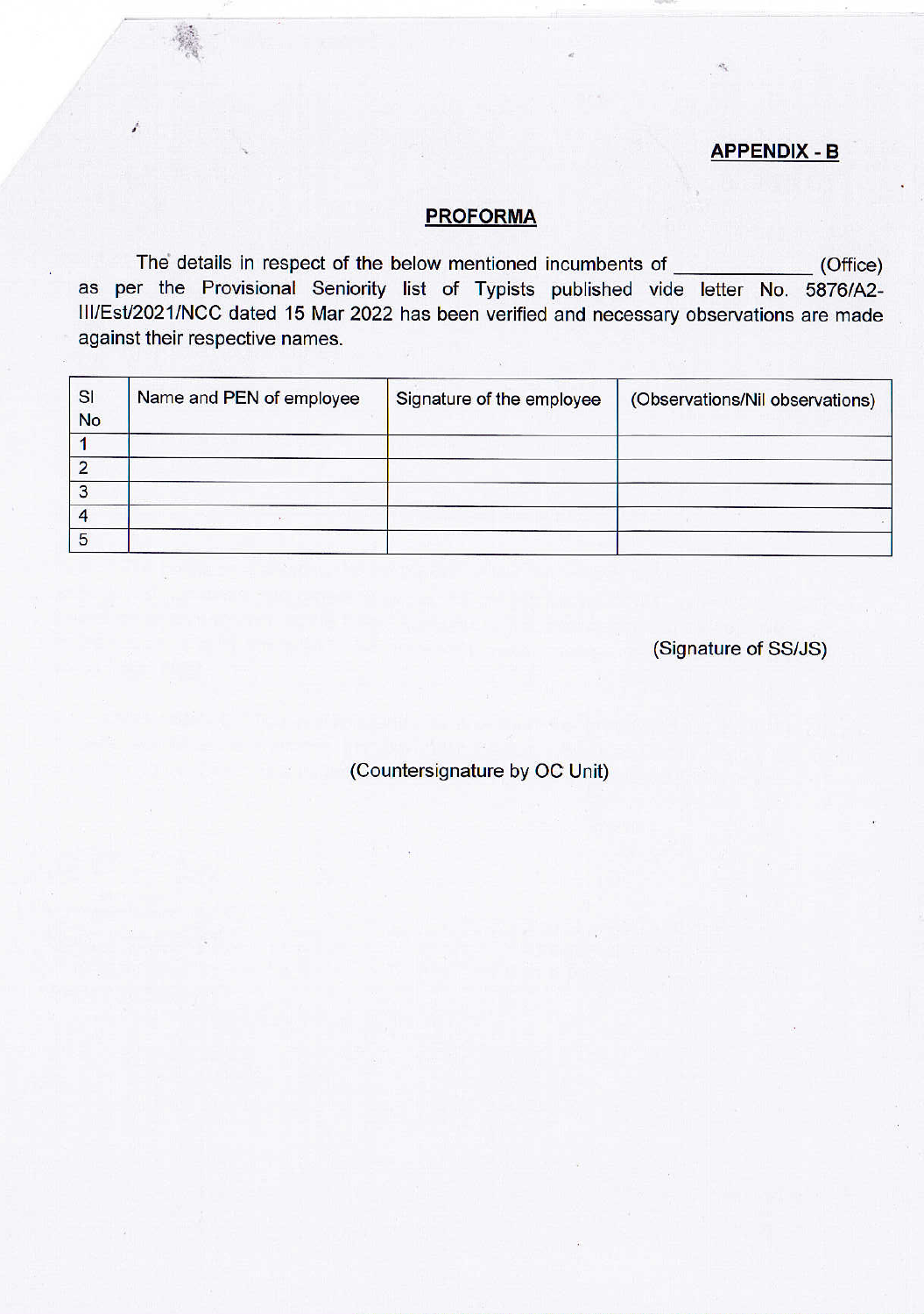**APPENDIX - B**

## PROFORMA

The details in respect of the below mentioned incumbents of ____________ (Office) as per the Provisional Seniority list of Typists published vide letter No. 5876/A2-III/Est/2021/NCC dated 15 Mar 2022 has been verified and necessary observations are made against their respective names.

| Sl No | Name and PEN of employee | Signature of the employee | (Observations/Nil observations) |
|---|---|---|---|
| 1 | | | |
| 2 | | | |
| 3 | | | |
| 4 | | | |
| 5 | | | |

(Signature of SS/JS)

(Countersignature by OC Unit)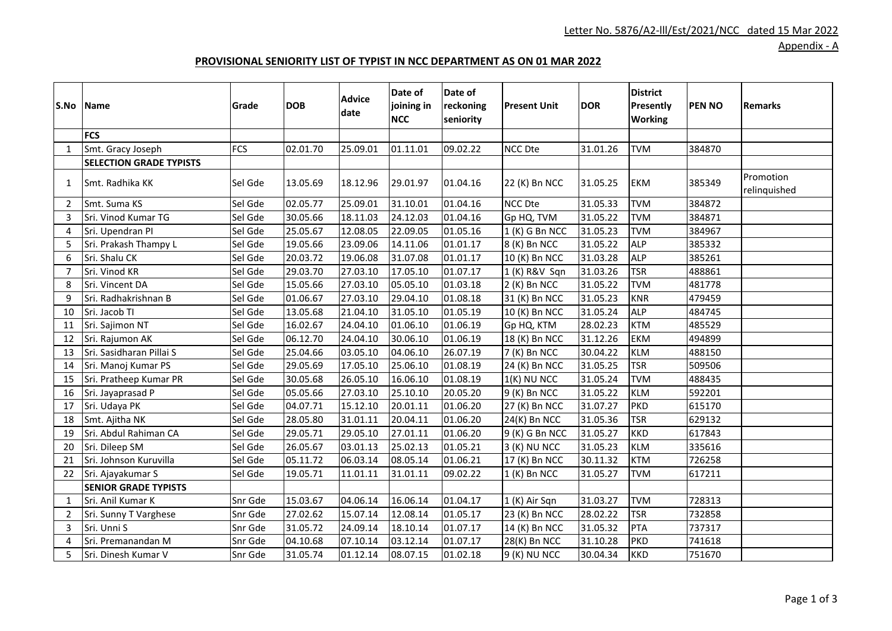Letter No. 5876/A2-lll/Est/2021/NCC dated 15 Mar 2022

Appendix - A

## PROVISIONAL SENIORITY LIST OF TYPIST IN NCC DEPARTMENT AS ON 01 MAR 2022

| S.No | Name | Grade | DOB | Advice date | Date of joining in NCC | Date of reckoning seniority | Present Unit | DOR | District Presently Working | PEN NO | Remarks |
|---|---|---|---|---|---|---|---|---|---|---|---|
| | **FCS** | | | | | | | | | | |
| 1 | Smt. Gracy Joseph | FCS | 02.01.70 | 25.09.01 | 01.11.01 | 09.02.22 | NCC Dte | 31.01.26 | TVM | 384870 | |
| | **SELECTION GRADE TYPISTS** | | | | | | | | | | |
| 1 | Smt. Radhika KK | Sel Gde | 13.05.69 | 18.12.96 | 29.01.97 | 01.04.16 | 22 (K) Bn NCC | 31.05.25 | EKM | 385349 | Promotion relinquished |
| 2 | Smt. Suma KS | Sel Gde | 02.05.77 | 25.09.01 | 31.10.01 | 01.04.16 | NCC Dte | 31.05.33 | TVM | 384872 | |
| 3 | Sri. Vinod Kumar TG | Sel Gde | 30.05.66 | 18.11.03 | 24.12.03 | 01.04.16 | Gp HQ, TVM | 31.05.22 | TVM | 384871 | |
| 4 | Sri. Upendran PI | Sel Gde | 25.05.67 | 12.08.05 | 22.09.05 | 01.05.16 | 1 (K) G Bn NCC | 31.05.23 | TVM | 384967 | |
| 5 | Sri. Prakash Thampy L | Sel Gde | 19.05.66 | 23.09.06 | 14.11.06 | 01.01.17 | 8 (K) Bn NCC | 31.05.22 | ALP | 385332 | |
| 6 | Sri. Shalu CK | Sel Gde | 20.03.72 | 19.06.08 | 31.07.08 | 01.01.17 | 10 (K) Bn NCC | 31.03.28 | ALP | 385261 | |
| 7 | Sri. Vinod KR | Sel Gde | 29.03.70 | 27.03.10 | 17.05.10 | 01.07.17 | 1 (K) R&V Sqn | 31.03.26 | TSR | 488861 | |
| 8 | Sri. Vincent DA | Sel Gde | 15.05.66 | 27.03.10 | 05.05.10 | 01.03.18 | 2 (K) Bn NCC | 31.05.22 | TVM | 481778 | |
| 9 | Sri. Radhakrishnan B | Sel Gde | 01.06.67 | 27.03.10 | 29.04.10 | 01.08.18 | 31 (K) Bn NCC | 31.05.23 | KNR | 479459 | |
| 10 | Sri. Jacob TI | Sel Gde | 13.05.68 | 21.04.10 | 31.05.10 | 01.05.19 | 10 (K) Bn NCC | 31.05.24 | ALP | 484745 | |
| 11 | Sri. Sajimon NT | Sel Gde | 16.02.67 | 24.04.10 | 01.06.10 | 01.06.19 | Gp HQ, KTM | 28.02.23 | KTM | 485529 | |
| 12 | Sri. Rajumon AK | Sel Gde | 06.12.70 | 24.04.10 | 30.06.10 | 01.06.19 | 18 (K) Bn NCC | 31.12.26 | EKM | 494899 | |
| 13 | Sri. Sasidharan Pillai S | Sel Gde | 25.04.66 | 03.05.10 | 04.06.10 | 26.07.19 | 7 (K) Bn NCC | 30.04.22 | KLM | 488150 | |
| 14 | Sri. Manoj Kumar PS | Sel Gde | 29.05.69 | 17.05.10 | 25.06.10 | 01.08.19 | 24 (K) Bn NCC | 31.05.25 | TSR | 509506 | |
| 15 | Sri. Pratheep Kumar PR | Sel Gde | 30.05.68 | 26.05.10 | 16.06.10 | 01.08.19 | 1(K) NU NCC | 31.05.24 | TVM | 488435 | |
| 16 | Sri. Jayaprasad P | Sel Gde | 05.05.66 | 27.03.10 | 25.10.10 | 20.05.20 | 9 (K) Bn NCC | 31.05.22 | KLM | 592201 | |
| 17 | Sri. Udaya PK | Sel Gde | 04.07.71 | 15.12.10 | 20.01.11 | 01.06.20 | 27 (K) Bn NCC | 31.07.27 | PKD | 615170 | |
| 18 | Smt. Ajitha NK | Sel Gde | 28.05.80 | 31.01.11 | 20.04.11 | 01.06.20 | 24(K) Bn NCC | 31.05.36 | TSR | 629132 | |
| 19 | Sri. Abdul Rahiman CA | Sel Gde | 29.05.71 | 29.05.10 | 27.01.11 | 01.06.20 | 9 (K) G Bn NCC | 31.05.27 | KKD | 617843 | |
| 20 | Sri. Dileep SM | Sel Gde | 26.05.67 | 03.01.13 | 25.02.13 | 01.05.21 | 3 (K) NU NCC | 31.05.23 | KLM | 335616 | |
| 21 | Sri. Johnson Kuruvilla | Sel Gde | 05.11.72 | 06.03.14 | 08.05.14 | 01.06.21 | 17 (K) Bn NCC | 30.11.32 | KTM | 726258 | |
| 22 | Sri. Ajayakumar S | Sel Gde | 19.05.71 | 11.01.11 | 31.01.11 | 09.02.22 | 1 (K) Bn NCC | 31.05.27 | TVM | 617211 | |
| | **SENIOR GRADE TYPISTS** | | | | | | | | | | |
| 1 | Sri. Anil Kumar K | Snr Gde | 15.03.67 | 04.06.14 | 16.06.14 | 01.04.17 | 1 (K) Air Sqn | 31.03.27 | TVM | 728313 | |
| 2 | Sri. Sunny T Varghese | Snr Gde | 27.02.62 | 15.07.14 | 12.08.14 | 01.05.17 | 23 (K) Bn NCC | 28.02.22 | TSR | 732858 | |
| 3 | Sri. Unni S | Snr Gde | 31.05.72 | 24.09.14 | 18.10.14 | 01.07.17 | 14 (K) Bn NCC | 31.05.32 | PTA | 737317 | |
| 4 | Sri. Premanandan M | Snr Gde | 04.10.68 | 07.10.14 | 03.12.14 | 01.07.17 | 28(K) Bn NCC | 31.10.28 | PKD | 741618 | |
| 5 | Sri. Dinesh Kumar V | Snr Gde | 31.05.74 | 01.12.14 | 08.07.15 | 01.02.18 | 9 (K) NU NCC | 30.04.34 | KKD | 751670 | |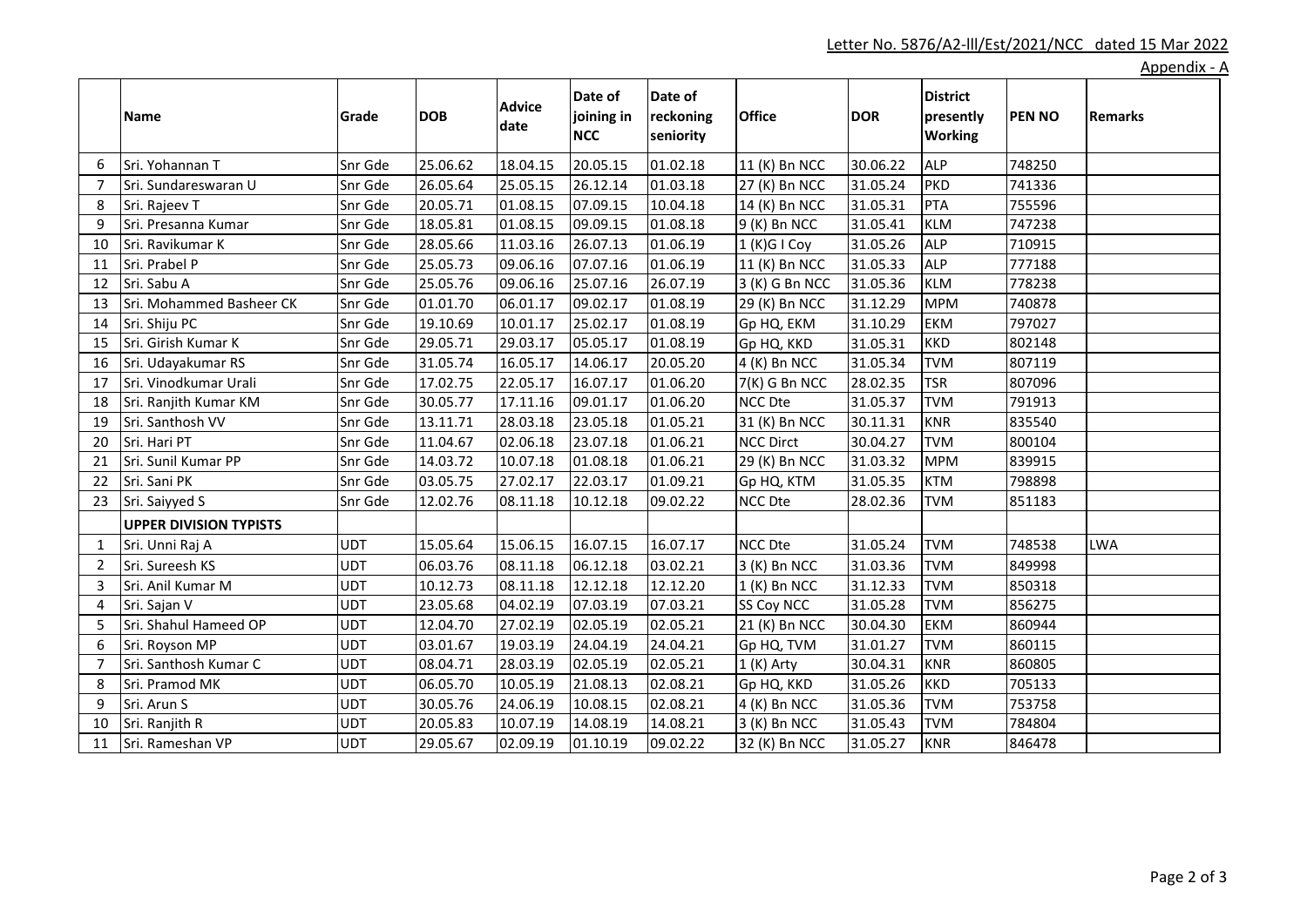Letter No. 5876/A2-lll/Est/2021/NCC dated 15 Mar 2022

Appendix - A

| | Name | Grade | DOB | Advice date | Date of joining in NCC | Date of reckoning seniority | Office | DOR | District presently Working | PEN NO | Remarks |
|---|---|---|---|---|---|---|---|---|---|---|---|
| 6 | Sri. Yohannan T | Snr Gde | 25.06.62 | 18.04.15 | 20.05.15 | 01.02.18 | 11 (K) Bn NCC | 30.06.22 | ALP | 748250 | |
| 7 | Sri. Sundareswaran U | Snr Gde | 26.05.64 | 25.05.15 | 26.12.14 | 01.03.18 | 27 (K) Bn NCC | 31.05.24 | PKD | 741336 | |
| 8 | Sri. Rajeev T | Snr Gde | 20.05.71 | 01.08.15 | 07.09.15 | 10.04.18 | 14 (K) Bn NCC | 31.05.31 | PTA | 755596 | |
| 9 | Sri. Presanna Kumar | Snr Gde | 18.05.81 | 01.08.15 | 09.09.15 | 01.08.18 | 9 (K) Bn NCC | 31.05.41 | KLM | 747238 | |
| 10 | Sri. Ravikumar K | Snr Gde | 28.05.66 | 11.03.16 | 26.07.13 | 01.06.19 | 1 (K)G I Coy | 31.05.26 | ALP | 710915 | |
| 11 | Sri. Prabel P | Snr Gde | 25.05.73 | 09.06.16 | 07.07.16 | 01.06.19 | 11 (K) Bn NCC | 31.05.33 | ALP | 777188 | |
| 12 | Sri. Sabu A | Snr Gde | 25.05.76 | 09.06.16 | 25.07.16 | 26.07.19 | 3 (K) G Bn NCC | 31.05.36 | KLM | 778238 | |
| 13 | Sri. Mohammed Basheer CK | Snr Gde | 01.01.70 | 06.01.17 | 09.02.17 | 01.08.19 | 29 (K) Bn NCC | 31.12.29 | MPM | 740878 | |
| 14 | Sri. Shiju PC | Snr Gde | 19.10.69 | 10.01.17 | 25.02.17 | 01.08.19 | Gp HQ, EKM | 31.10.29 | EKM | 797027 | |
| 15 | Sri. Girish Kumar K | Snr Gde | 29.05.71 | 29.03.17 | 05.05.17 | 01.08.19 | Gp HQ, KKD | 31.05.31 | KKD | 802148 | |
| 16 | Sri. Udayakumar RS | Snr Gde | 31.05.74 | 16.05.17 | 14.06.17 | 20.05.20 | 4 (K) Bn NCC | 31.05.34 | TVM | 807119 | |
| 17 | Sri. Vinodkumar Urali | Snr Gde | 17.02.75 | 22.05.17 | 16.07.17 | 01.06.20 | 7(K) G Bn NCC | 28.02.35 | TSR | 807096 | |
| 18 | Sri. Ranjith Kumar KM | Snr Gde | 30.05.77 | 17.11.16 | 09.01.17 | 01.06.20 | NCC Dte | 31.05.37 | TVM | 791913 | |
| 19 | Sri. Santhosh VV | Snr Gde | 13.11.71 | 28.03.18 | 23.05.18 | 01.05.21 | 31 (K) Bn NCC | 30.11.31 | KNR | 835540 | |
| 20 | Sri. Hari PT | Snr Gde | 11.04.67 | 02.06.18 | 23.07.18 | 01.06.21 | NCC Dirct | 30.04.27 | TVM | 800104 | |
| 21 | Sri. Sunil Kumar PP | Snr Gde | 14.03.72 | 10.07.18 | 01.08.18 | 01.06.21 | 29 (K) Bn NCC | 31.03.32 | MPM | 839915 | |
| 22 | Sri. Sani PK | Snr Gde | 03.05.75 | 27.02.17 | 22.03.17 | 01.09.21 | Gp HQ, KTM | 31.05.35 | KTM | 798898 | |
| 23 | Sri. Saiyyed S | Snr Gde | 12.02.76 | 08.11.18 | 10.12.18 | 09.02.22 | NCC Dte | 28.02.36 | TVM | 851183 | |
| | **UPPER DIVISION TYPISTS** | | | | | | | | | | |
| 1 | Sri. Unni Raj A | UDT | 15.05.64 | 15.06.15 | 16.07.15 | 16.07.17 | NCC Dte | 31.05.24 | TVM | 748538 | LWA |
| 2 | Sri. Sureesh KS | UDT | 06.03.76 | 08.11.18 | 06.12.18 | 03.02.21 | 3 (K) Bn NCC | 31.03.36 | TVM | 849998 | |
| 3 | Sri. Anil Kumar M | UDT | 10.12.73 | 08.11.18 | 12.12.18 | 12.12.20 | 1 (K) Bn NCC | 31.12.33 | TVM | 850318 | |
| 4 | Sri. Sajan V | UDT | 23.05.68 | 04.02.19 | 07.03.19 | 07.03.21 | SS Coy NCC | 31.05.28 | TVM | 856275 | |
| 5 | Sri. Shahul Hameed OP | UDT | 12.04.70 | 27.02.19 | 02.05.19 | 02.05.21 | 21 (K) Bn NCC | 30.04.30 | EKM | 860944 | |
| 6 | Sri. Royson MP | UDT | 03.01.67 | 19.03.19 | 24.04.19 | 24.04.21 | Gp HQ, TVM | 31.01.27 | TVM | 860115 | |
| 7 | Sri. Santhosh Kumar C | UDT | 08.04.71 | 28.03.19 | 02.05.19 | 02.05.21 | 1 (K) Arty | 30.04.31 | KNR | 860805 | |
| 8 | Sri. Pramod MK | UDT | 06.05.70 | 10.05.19 | 21.08.13 | 02.08.21 | Gp HQ, KKD | 31.05.26 | KKD | 705133 | |
| 9 | Sri. Arun S | UDT | 30.05.76 | 24.06.19 | 10.08.15 | 02.08.21 | 4 (K) Bn NCC | 31.05.36 | TVM | 753758 | |
| 10 | Sri. Ranjith R | UDT | 20.05.83 | 10.07.19 | 14.08.19 | 14.08.21 | 3 (K) Bn NCC | 31.05.43 | TVM | 784804 | |
| 11 | Sri. Rameshan VP | UDT | 29.05.67 | 02.09.19 | 01.10.19 | 09.02.22 | 32 (K) Bn NCC | 31.05.27 | KNR | 846478 | |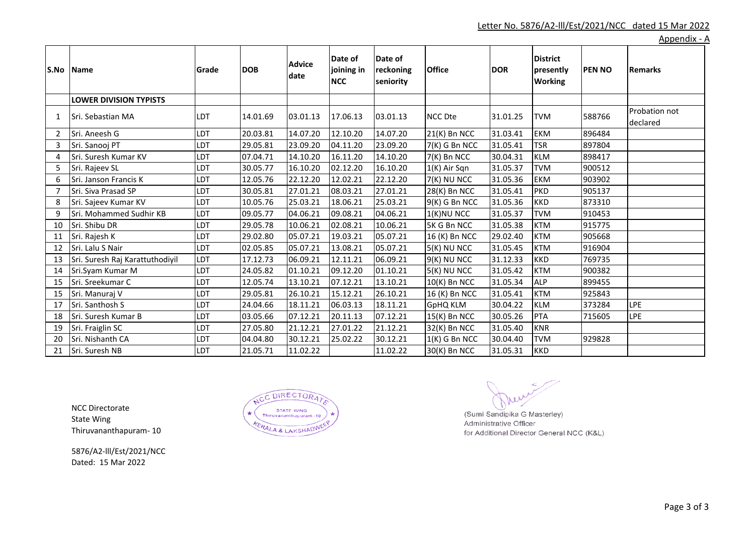Letter No. 5876/A2-lll/Est/2021/NCC dated 15 Mar 2022

Appendix - A

| S.No | Name | Grade | DOB | Advice date | Date of joining in NCC | Date of reckoning seniority | Office | DOR | District presently Working | PEN NO | Remarks |
|---|---|---|---|---|---|---|---|---|---|---|---|
| | **LOWER DIVISION TYPISTS** | | | | | | | | | | |
| 1 | Sri. Sebastian MA | LDT | 14.01.69 | 03.01.13 | 17.06.13 | 03.01.13 | NCC Dte | 31.01.25 | TVM | 588766 | Probation not declared |
| 2 | Sri. Aneesh G | LDT | 20.03.81 | 14.07.20 | 12.10.20 | 14.07.20 | 21(K) Bn NCC | 31.03.41 | EKM | 896484 | |
| 3 | Sri. Sanooj PT | LDT | 29.05.81 | 23.09.20 | 04.11.20 | 23.09.20 | 7(K) G Bn NCC | 31.05.41 | TSR | 897804 | |
| 4 | Sri. Suresh Kumar KV | LDT | 07.04.71 | 14.10.20 | 16.11.20 | 14.10.20 | 7(K) Bn NCC | 30.04.31 | KLM | 898417 | |
| 5 | Sri. Rajeev SL | LDT | 30.05.77 | 16.10.20 | 02.12.20 | 16.10.20 | 1(K) Air Sqn | 31.05.37 | TVM | 900512 | |
| 6 | Sri. Janson Francis K | LDT | 12.05.76 | 22.12.20 | 12.02.21 | 22.12.20 | 7(K) NU NCC | 31.05.36 | EKM | 903902 | |
| 7 | Sri. Siva Prasad SP | LDT | 30.05.81 | 27.01.21 | 08.03.21 | 27.01.21 | 28(K) Bn NCC | 31.05.41 | PKD | 905137 | |
| 8 | Sri. Sajeev Kumar KV | LDT | 10.05.76 | 25.03.21 | 18.06.21 | 25.03.21 | 9(K) G Bn NCC | 31.05.36 | KKD | 873310 | |
| 9 | Sri. Mohammed Sudhir KB | LDT | 09.05.77 | 04.06.21 | 09.08.21 | 04.06.21 | 1(K)NU NCC | 31.05.37 | TVM | 910453 | |
| 10 | Sri. Shibu DR | LDT | 29.05.78 | 10.06.21 | 02.08.21 | 10.06.21 | 5K G Bn NCC | 31.05.38 | KTM | 915775 | |
| 11 | Sri. Rajesh K | LDT | 29.02.80 | 05.07.21 | 19.03.21 | 05.07.21 | 16 (K) Bn NCC | 29.02.40 | KTM | 905668 | |
| 12 | Sri. Lalu S Nair | LDT | 02.05.85 | 05.07.21 | 13.08.21 | 05.07.21 | 5(K) NU NCC | 31.05.45 | KTM | 916904 | |
| 13 | Sri. Suresh Raj Karattuthodiyil | LDT | 17.12.73 | 06.09.21 | 12.11.21 | 06.09.21 | 9(K) NU NCC | 31.12.33 | KKD | 769735 | |
| 14 | Sri.Syam Kumar M | LDT | 24.05.82 | 01.10.21 | 09.12.20 | 01.10.21 | 5(K) NU NCC | 31.05.42 | KTM | 900382 | |
| 15 | Sri. Sreekumar C | LDT | 12.05.74 | 13.10.21 | 07.12.21 | 13.10.21 | 10(K) Bn NCC | 31.05.34 | ALP | 899455 | |
| 15 | Sri. Manuraj V | LDT | 29.05.81 | 26.10.21 | 15.12.21 | 26.10.21 | 16 (K) Bn NCC | 31.05.41 | KTM | 925843 | |
| 17 | Sri. Santhosh S | LDT | 24.04.66 | 18.11.21 | 06.03.13 | 18.11.21 | GpHQ KLM | 30.04.22 | KLM | 373284 | LPE |
| 18 | Sri. Suresh Kumar B | LDT | 03.05.66 | 07.12.21 | 20.11.13 | 07.12.21 | 15(K) Bn NCC | 30.05.26 | PTA | 715605 | LPE |
| 19 | Sri. Fraiglin SC | LDT | 27.05.80 | 21.12.21 | 27.01.22 | 21.12.21 | 32(K) Bn NCC | 31.05.40 | KNR | | |
| 20 | Sri. Nishanth CA | LDT | 04.04.80 | 30.12.21 | 25.02.22 | 30.12.21 | 1(K) G Bn NCC | 30.04.40 | TVM | 929828 | |
| 21 | Sri. Suresh NB | LDT | 21.05.71 | 11.02.22 | | 11.02.22 | 30(K) Bn NCC | 31.05.31 | KKD | | |

NCC Directorate
State Wing
Thiruvananthapuram- 10

NCC DIRECTORATE STATE WING Thiruvananthapuram -10 KERALA & LAKSHADWEEP

(Sumi Sandipika G Masterley)
Administrative Officer
for Additional Director General NCC (K&L)

5876/A2-lll/Est/2021/NCC
Dated: 15 Mar 2022